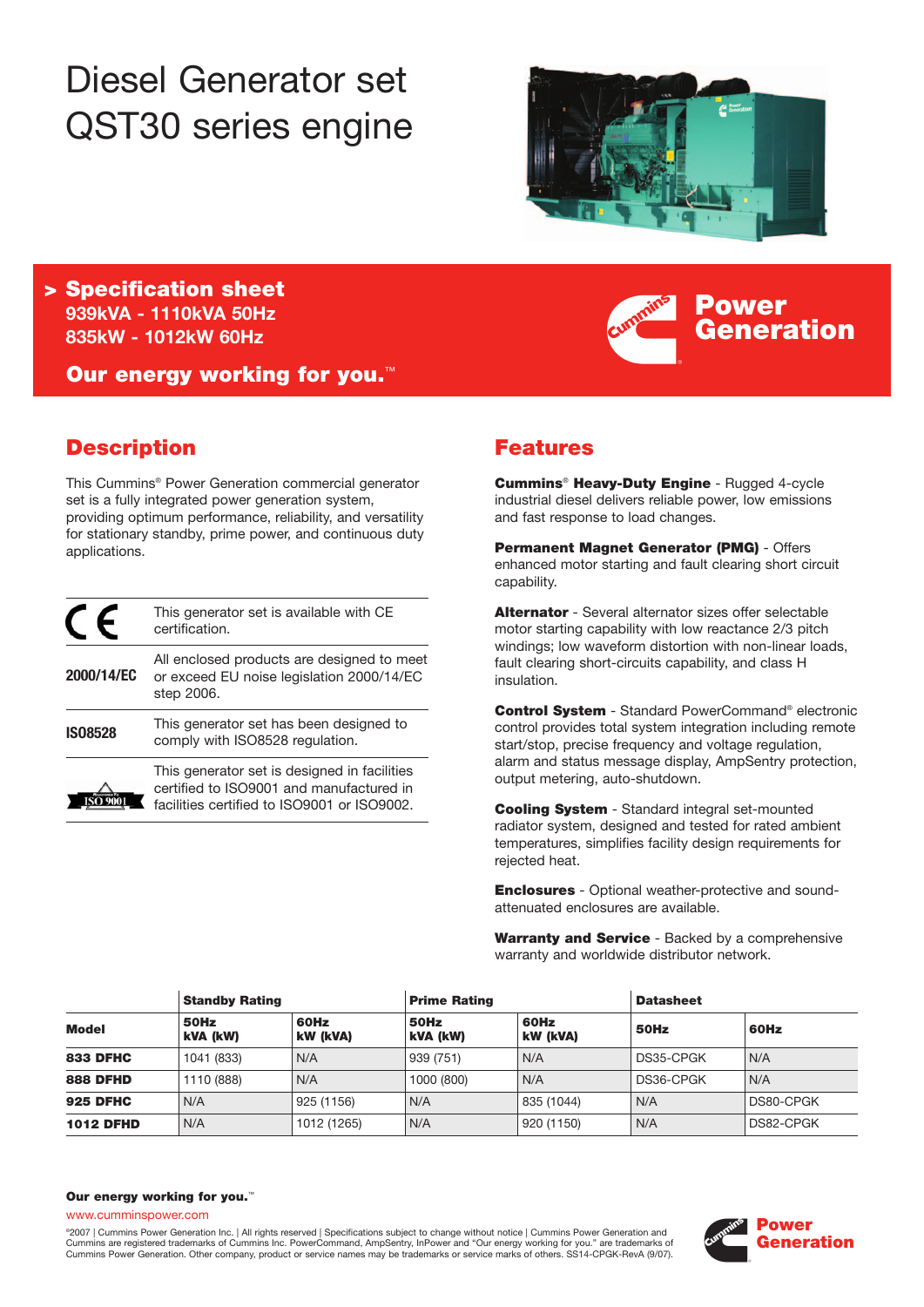# Diesel Generator set QST30 series engine

## > Specification sheet

**939kVA - 1110kVA 50Hz**
**835kW - 1012kW 60Hz**

**Our energy working for you.™**

**Power Generation**

## Description

This Cummins® Power Generation commercial generator set is a fully integrated power generation system, providing optimum performance, reliability, and versatility for stationary standby, prime power, and continuous duty applications.

| | |
|---|---|
| CE | This generator set is available with CE certification. |
| **2000/14/EC** | All enclosed products are designed to meet or exceed EU noise legislation 2000/14/EC step 2006. |
| **ISO8528** | This generator set has been designed to comply with ISO8528 regulation. |
| ISO 9001 | This generator set is designed in facilities certified to ISO9001 and manufactured in facilities certified to ISO9001 or ISO9002. |

## Features

**Cummins® Heavy-Duty Engine** - Rugged 4-cycle industrial diesel delivers reliable power, low emissions and fast response to load changes.

**Permanent Magnet Generator (PMG)** - Offers enhanced motor starting and fault clearing short circuit capability.

**Alternator** - Several alternator sizes offer selectable motor starting capability with low reactance 2/3 pitch windings; low waveform distortion with non-linear loads, fault clearing short-circuits capability, and class H insulation.

**Control System** - Standard PowerCommand® electronic control provides total system integration including remote start/stop, precise frequency and voltage regulation, alarm and status message display, AmpSentry protection, output metering, auto-shutdown.

**Cooling System** - Standard integral set-mounted radiator system, designed and tested for rated ambient temperatures, simplifies facility design requirements for rejected heat.

**Enclosures** - Optional weather-protective and sound-attenuated enclosures are available.

**Warranty and Service** - Backed by a comprehensive warranty and worldwide distributor network.

| | **Standby Rating** | | **Prime Rating** | | **Datasheet** | |
|---|---|---|---|---|---|---|
| **Model** | **50Hz kVA (kW)** | **60Hz kW (kVA)** | **50Hz kVA (kW)** | **60Hz kW (kVA)** | **50Hz** | **60Hz** |
| **833 DFHC** | 1041 (833) | N/A | 939 (751) | N/A | DS35-CPGK | N/A |
| **888 DFHD** | 1110 (888) | N/A | 1000 (800) | N/A | DS36-CPGK | N/A |
| **925 DFHC** | N/A | 925 (1156) | N/A | 835 (1044) | N/A | DS80-CPGK |
| **1012 DFHD** | N/A | 1012 (1265) | N/A | 920 (1150) | N/A | DS82-CPGK |

**Our energy working for you.™**

www.cumminspower.com

©2007 | Cummins Power Generation Inc. | All rights reserved | Specifications subject to change without notice | Cummins Power Generation and Cummins are registered trademarks of Cummins Inc. PowerCommand, AmpSentry, InPower and "Our energy working for you." are trademarks of Cummins Power Generation. Other company, product or service names may be trademarks or service marks of others. SS14-CPGK-RevA (9/07).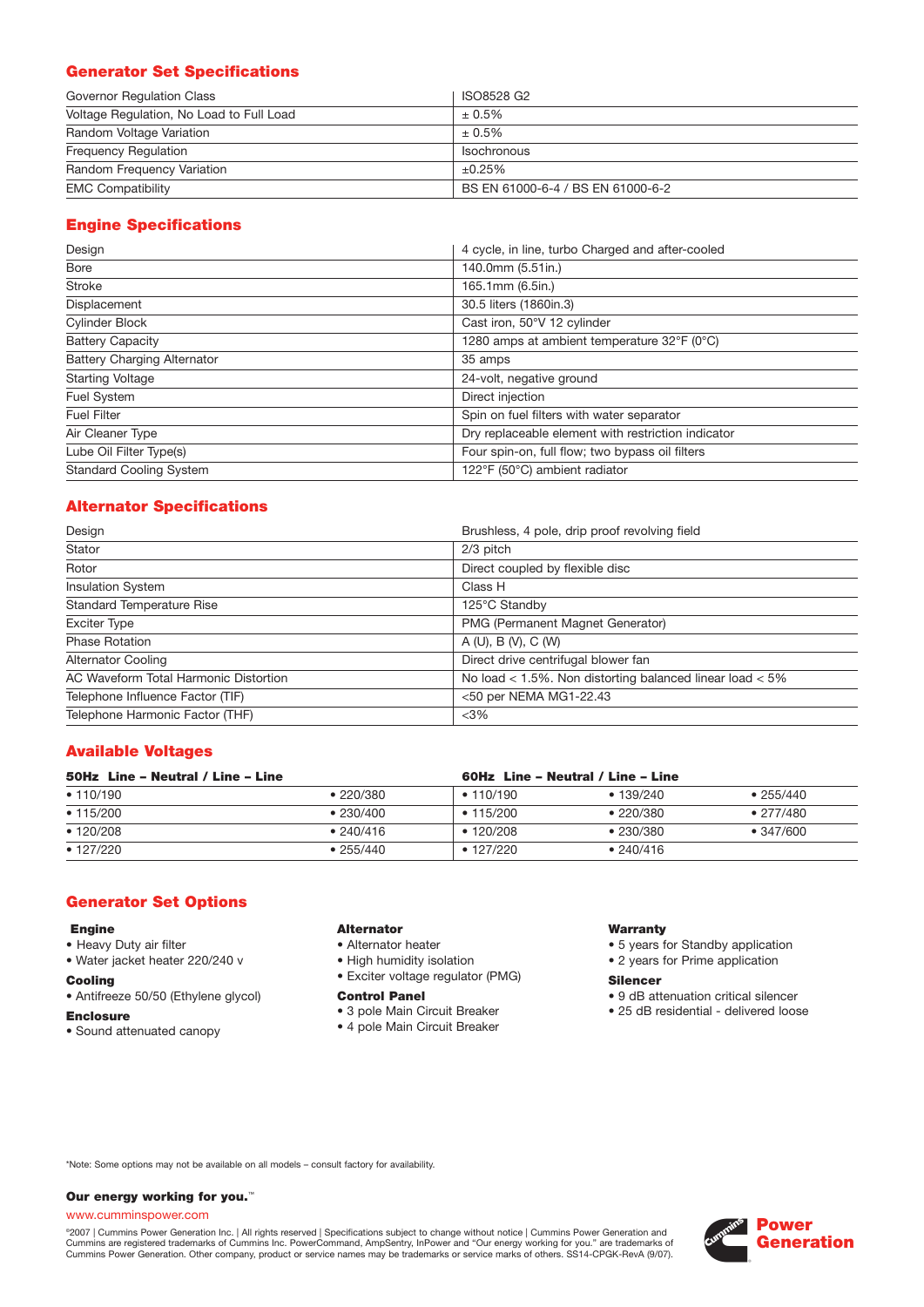## Generator Set Specifications

| | |
|---|---|
| Governor Regulation Class | ISO8528 G2 |
| Voltage Regulation, No Load to Full Load | ± 0.5% |
| Random Voltage Variation | ± 0.5% |
| Frequency Regulation | Isochronous |
| Random Frequency Variation | ±0.25% |
| EMC Compatibility | BS EN 61000-6-4 / BS EN 61000-6-2 |

## Engine Specifications

| | |
|---|---|
| Design | 4 cycle, in line, turbo Charged and after-cooled |
| Bore | 140.0mm (5.51in.) |
| Stroke | 165.1mm (6.5in.) |
| Displacement | 30.5 liters (1860in.3) |
| Cylinder Block | Cast iron, 50°V 12 cylinder |
| Battery Capacity | 1280 amps at ambient temperature 32°F (0°C) |
| Battery Charging Alternator | 35 amps |
| Starting Voltage | 24-volt, negative ground |
| Fuel System | Direct injection |
| Fuel Filter | Spin on fuel filters with water separator |
| Air Cleaner Type | Dry replaceable element with restriction indicator |
| Lube Oil Filter Type(s) | Four spin-on, full flow; two bypass oil filters |
| Standard Cooling System | 122°F (50°C) ambient radiator |

## Alternator Specifications

| | |
|---|---|
| Design | Brushless, 4 pole, drip proof revolving field |
| Stator | 2/3 pitch |
| Rotor | Direct coupled by flexible disc |
| Insulation System | Class H |
| Standard Temperature Rise | 125°C Standby |
| Exciter Type | PMG (Permanent Magnet Generator) |
| Phase Rotation | A (U), B (V), C (W) |
| Alternator Cooling | Direct drive centrifugal blower fan |
| AC Waveform Total Harmonic Distortion | No load < 1.5%. Non distorting balanced linear load < 5% |
| Telephone Influence Factor (TIF) | <50 per NEMA MG1-22.43 |
| Telephone Harmonic Factor (THF) | <3% |

## Available Voltages

| 50Hz Line – Neutral / Line – Line | | 60Hz Line – Neutral / Line – Line | | |
|---|---|---|---|---|
| • 110/190 | • 220/380 | • 110/190 | • 139/240 | • 255/440 |
| • 115/200 | • 230/400 | • 115/200 | • 220/380 | • 277/480 |
| • 120/208 | • 240/416 | • 120/208 | • 230/380 | • 347/600 |
| • 127/220 | • 255/440 | • 127/220 | • 240/416 | |

## Generator Set Options

**Engine**
- Heavy Duty air filter
- Water jacket heater 220/240 v

**Cooling**
- Antifreeze 50/50 (Ethylene glycol)

**Enclosure**
- Sound attenuated canopy

**Alternator**
- Alternator heater
- High humidity isolation
- Exciter voltage regulator (PMG)

**Control Panel**
- 3 pole Main Circuit Breaker
- 4 pole Main Circuit Breaker

**Warranty**
- 5 years for Standby application
- 2 years for Prime application

**Silencer**
- 9 dB attenuation critical silencer
- 25 dB residential - delivered loose

*Note: Some options may not be available on all models – consult factory for availability.

**Our energy working for you.™**

www.cumminspower.com

©2007 | Cummins Power Generation Inc. | All rights reserved | Specifications subject to change without notice | Cummins Power Generation and Cummins are registered trademarks of Cummins Inc. PowerCommand, AmpSentry, InPower and "Our energy working for you." are trademarks of Cummins Power Generation. Other company, product or service names may be trademarks or service marks of others. SS14-CPGK-RevA (9/07).

Power Generation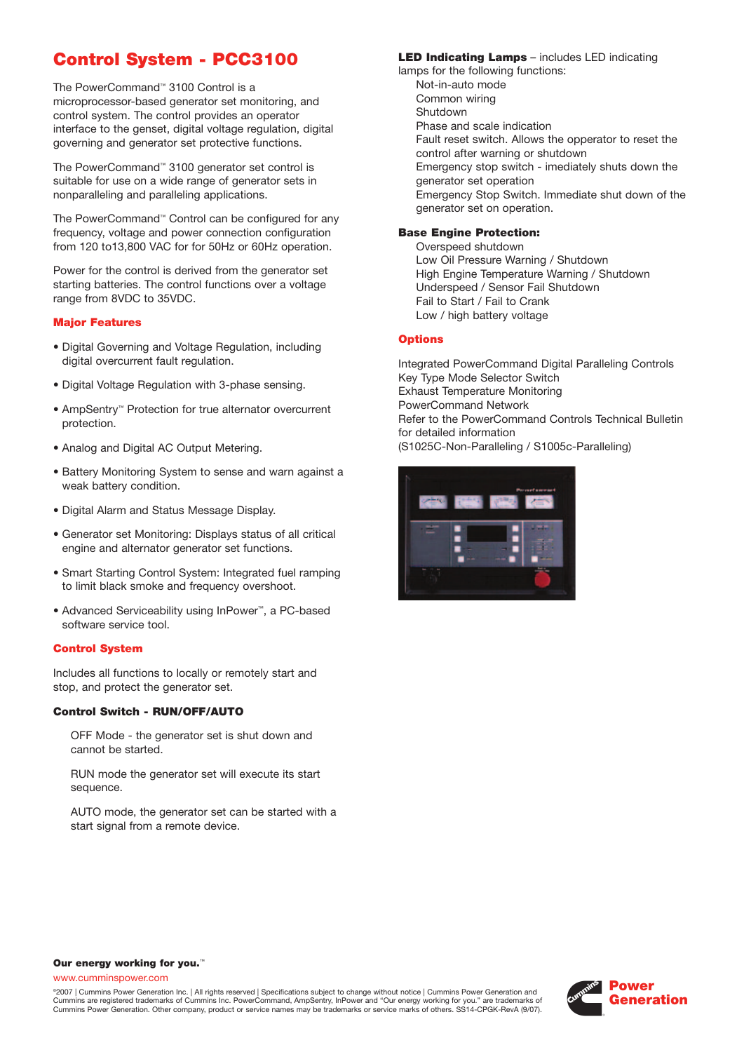# Control System - PCC3100

The PowerCommand™ 3100 Control is a microprocessor-based generator set monitoring, and control system. The control provides an operator interface to the genset, digital voltage regulation, digital governing and generator set protective functions.

The PowerCommand™ 3100 generator set control is suitable for use on a wide range of generator sets in nonparalleling and paralleling applications.

The PowerCommand™ Control can be configured for any frequency, voltage and power connection configuration from 120 to13,800 VAC for for 50Hz or 60Hz operation.

Power for the control is derived from the generator set starting batteries. The control functions over a voltage range from 8VDC to 35VDC.

## Major Features

- Digital Governing and Voltage Regulation, including digital overcurrent fault regulation.
- Digital Voltage Regulation with 3-phase sensing.
- AmpSentry™ Protection for true alternator overcurrent protection.
- Analog and Digital AC Output Metering.
- Battery Monitoring System to sense and warn against a weak battery condition.
- Digital Alarm and Status Message Display.
- Generator set Monitoring: Displays status of all critical engine and alternator generator set functions.
- Smart Starting Control System: Integrated fuel ramping to limit black smoke and frequency overshoot.
- Advanced Serviceability using InPower™, a PC-based software service tool.

## Control System

Includes all functions to locally or remotely start and stop, and protect the generator set.

### Control Switch - RUN/OFF/AUTO

OFF Mode - the generator set is shut down and cannot be started.

RUN mode the generator set will execute its start sequence.

AUTO mode, the generator set can be started with a start signal from a remote device.

**LED Indicating Lamps** – includes LED indicating lamps for the following functions:

Not-in-auto mode
Common wiring
Shutdown
Phase and scale indication
Fault reset switch. Allows the opperator to reset the control after warning or shutdown
Emergency stop switch - imediately shuts down the generator set operation
Emergency Stop Switch. Immediate shut down of the generator set on operation.

### Base Engine Protection:

Overspeed shutdown
Low Oil Pressure Warning / Shutdown
High Engine Temperature Warning / Shutdown
Underspeed / Sensor Fail Shutdown
Fail to Start / Fail to Crank
Low / high battery voltage

## Options

Integrated PowerCommand Digital Paralleling Controls
Key Type Mode Selector Switch
Exhaust Temperature Monitoring
PowerCommand Network
Refer to the PowerCommand Controls Technical Bulletin for detailed information
(S1025C-Non-Paralleling / S1005c-Paralleling)

**Our energy working for you.™**

www.cumminspower.com

©2007 | Cummins Power Generation Inc. | All rights reserved | Specifications subject to change without notice | Cummins Power Generation and Cummins are registered trademarks of Cummins Inc. PowerCommand, AmpSentry, InPower and "Our energy working for you." are trademarks of Cummins Power Generation. Other company, product or service names may be trademarks or service marks of others. SS14-CPGK-RevA (9/07).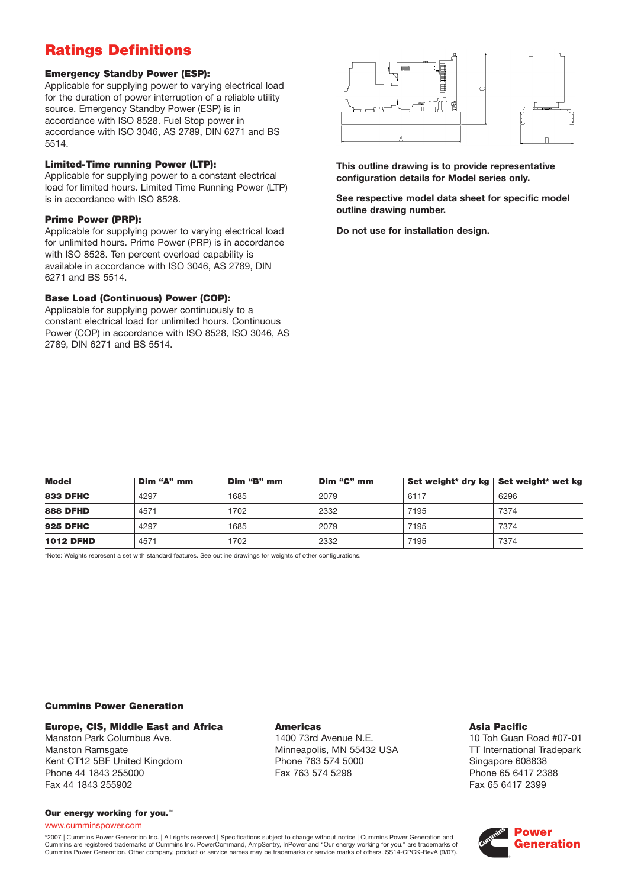## Ratings Definitions

**Emergency Standby Power (ESP):**
Applicable for supplying power to varying electrical load for the duration of power interruption of a reliable utility source. Emergency Standby Power (ESP) is in accordance with ISO 8528. Fuel Stop power in accordance with ISO 3046, AS 2789, DIN 6271 and BS 5514.

**Limited-Time running Power (LTP):**
Applicable for supplying power to a constant electrical load for limited hours. Limited Time Running Power (LTP) is in accordance with ISO 8528.

**Prime Power (PRP):**
Applicable for supplying power to varying electrical load for unlimited hours. Prime Power (PRP) is in accordance with ISO 8528. Ten percent overload capability is available in accordance with ISO 3046, AS 2789, DIN 6271 and BS 5514.

**Base Load (Continuous) Power (COP):**
Applicable for supplying power continuously to a constant electrical load for unlimited hours. Continuous Power (COP) in accordance with ISO 8528, ISO 3046, AS 2789, DIN 6271 and BS 5514.

A

B

C

**This outline drawing is to provide representative configuration details for Model series only.**

**See respective model data sheet for specific model outline drawing number.**

**Do not use for installation design.**

| Model | Dim "A" mm | Dim "B" mm | Dim "C" mm | Set weight* dry kg | Set weight* wet kg |
|---|---|---|---|---|---|
| **833 DFHC** | 4297 | 1685 | 2079 | 6117 | 6296 |
| **888 DFHD** | 4571 | 1702 | 2332 | 7195 | 7374 |
| **925 DFHC** | 4297 | 1685 | 2079 | 7195 | 7374 |
| **1012 DFHD** | 4571 | 1702 | 2332 | 7195 | 7374 |

*Note: Weights represent a set with standard features. See outline drawings for weights of other configurations.

**Cummins Power Generation**

**Europe, CIS, Middle East and Africa**
Manston Park Columbus Ave.
Manston Ramsgate
Kent CT12 5BF United Kingdom
Phone 44 1843 255000
Fax 44 1843 255902

**Americas**
1400 73rd Avenue N.E.
Minneapolis, MN 55432 USA
Phone 763 574 5000
Fax 763 574 5298

**Asia Pacific**
10 Toh Guan Road #07-01
TT International Tradepark
Singapore 608838
Phone 65 6417 2388
Fax 65 6417 2399

**Our energy working for you.**™

www.cumminspower.com

©2007 | Cummins Power Generation Inc. | All rights reserved | Specifications subject to change without notice | Cummins Power Generation and Cummins are registered trademarks of Cummins Inc. PowerCommand, AmpSentry, InPower and "Our energy working for you." are trademarks of Cummins Power Generation. Other company, product or service names may be trademarks or service marks of others. SS14-CPGK-RevA (9/07).

Power Generation